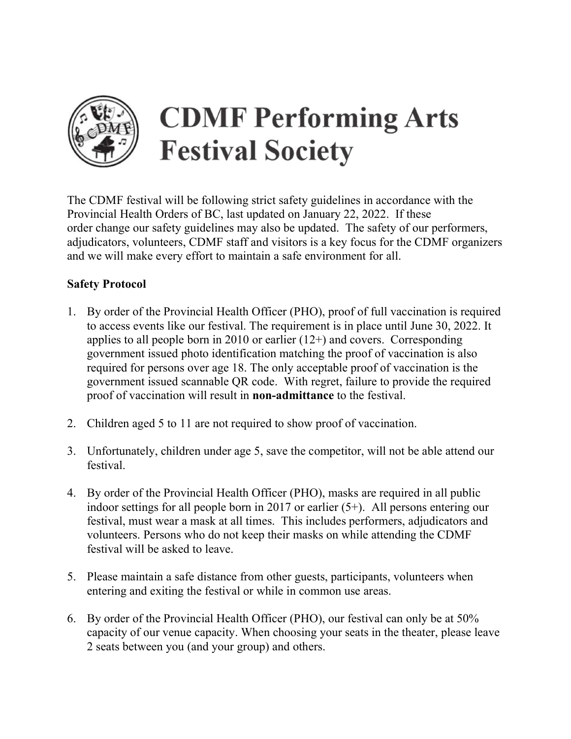# CDMF Performing Arts Festival Society

The CDMF festival will be following strict safety guidelines in accordance with the Provincial Health Orders of BC, last updated on January 22, 2022. If these order change our safety guidelines may also be updated. The safety of our performers, adjudicators, volunteers, CDMF staff and visitors is a key focus for the CDMF organizers and we will make every effort to maintain a safe environment for all.

**Safety Protocol**

1. By order of the Provincial Health Officer (PHO), proof of full vaccination is required to access events like our festival. The requirement is in place until June 30, 2022. It applies to all people born in 2010 or earlier (12+) and covers. Corresponding government issued photo identification matching the proof of vaccination is also required for persons over age 18. The only acceptable proof of vaccination is the government issued scannable QR code. With regret, failure to provide the required proof of vaccination will result in **non-admittance** to the festival.

2. Children aged 5 to 11 are not required to show proof of vaccination.

3. Unfortunately, children under age 5, save the competitor, will not be able attend our festival.

4. By order of the Provincial Health Officer (PHO), masks are required in all public indoor settings for all people born in 2017 or earlier (5+). All persons entering our festival, must wear a mask at all times. This includes performers, adjudicators and volunteers. Persons who do not keep their masks on while attending the CDMF festival will be asked to leave.

5. Please maintain a safe distance from other guests, participants, volunteers when entering and exiting the festival or while in common use areas.

6. By order of the Provincial Health Officer (PHO), our festival can only be at 50% capacity of our venue capacity. When choosing your seats in the theater, please leave 2 seats between you (and your group) and others.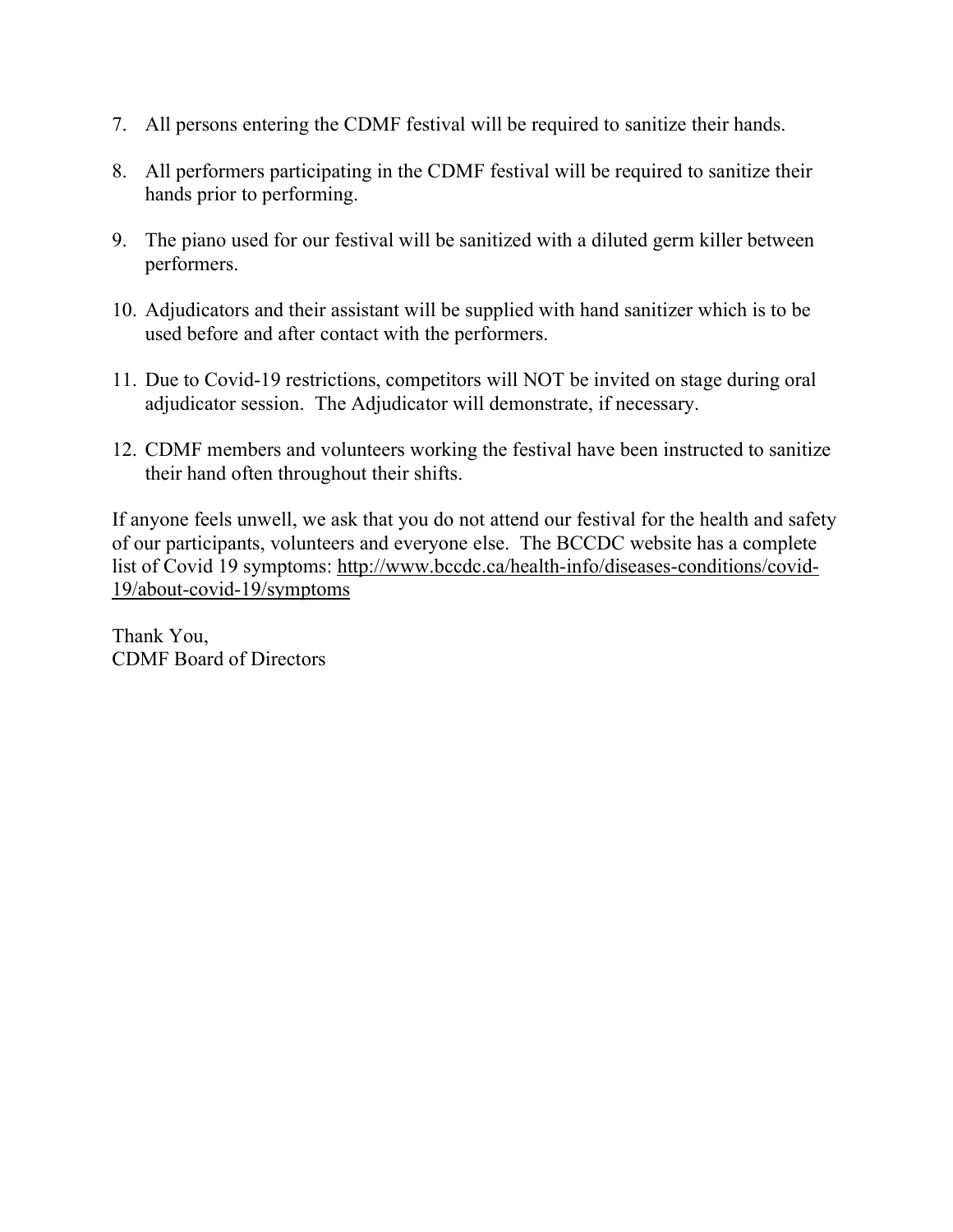7. All persons entering the CDMF festival will be required to sanitize their hands.

8. All performers participating in the CDMF festival will be required to sanitize their hands prior to performing.

9. The piano used for our festival will be sanitized with a diluted germ killer between performers.

10. Adjudicators and their assistant will be supplied with hand sanitizer which is to be used before and after contact with the performers.

11. Due to Covid-19 restrictions, competitors will NOT be invited on stage during oral adjudicator session. The Adjudicator will demonstrate, if necessary.

12. CDMF members and volunteers working the festival have been instructed to sanitize their hand often throughout their shifts.

If anyone feels unwell, we ask that you do not attend our festival for the health and safety of our participants, volunteers and everyone else. The BCCDC website has a complete list of Covid 19 symptoms: http://www.bccdc.ca/health-info/diseases-conditions/covid-19/about-covid-19/symptoms

Thank You,
CDMF Board of Directors